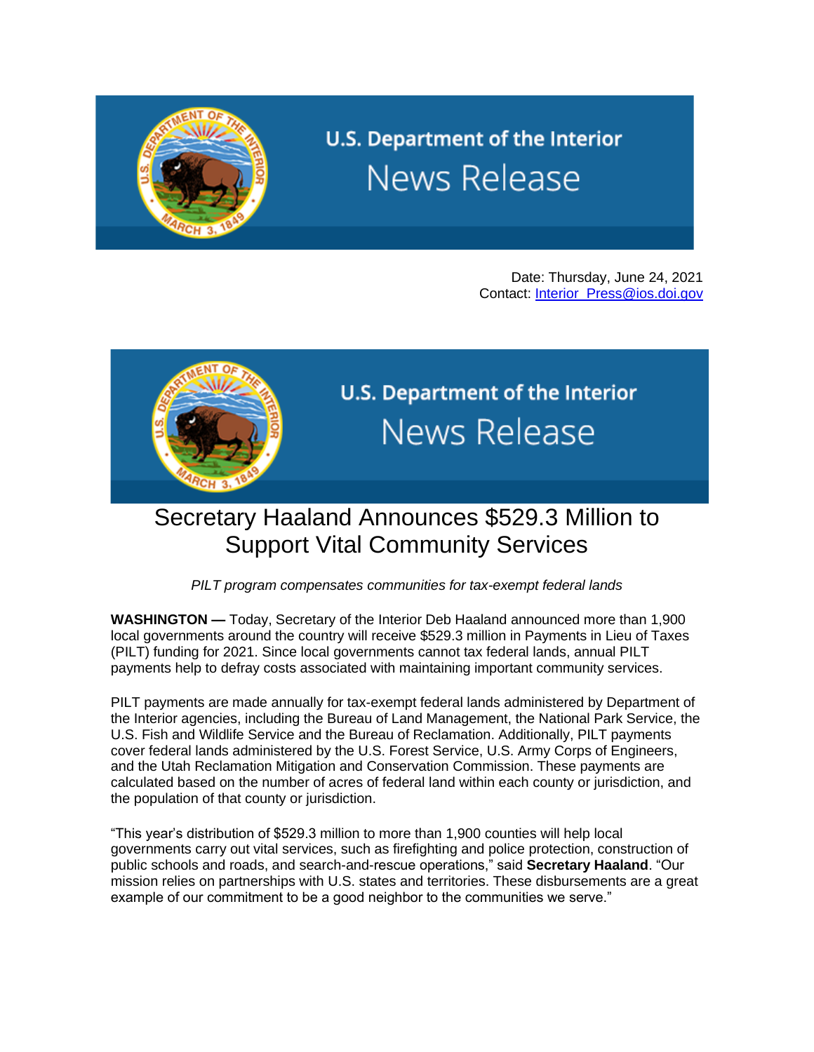U.S. Department of the Interior

News Release

Date: Thursday, June 24, 2021
Contact: Interior_Press@ios.doi.gov

U.S. Department of the Interior

News Release

# Secretary Haaland Announces $529.3 Million to Support Vital Community Services

*PILT program compensates communities for tax-exempt federal lands*

**WASHINGTON —** Today, Secretary of the Interior Deb Haaland announced more than 1,900 local governments around the country will receive $529.3 million in Payments in Lieu of Taxes (PILT) funding for 2021. Since local governments cannot tax federal lands, annual PILT payments help to defray costs associated with maintaining important community services.

PILT payments are made annually for tax-exempt federal lands administered by Department of the Interior agencies, including the Bureau of Land Management, the National Park Service, the U.S. Fish and Wildlife Service and the Bureau of Reclamation. Additionally, PILT payments cover federal lands administered by the U.S. Forest Service, U.S. Army Corps of Engineers, and the Utah Reclamation Mitigation and Conservation Commission. These payments are calculated based on the number of acres of federal land within each county or jurisdiction, and the population of that county or jurisdiction.

"This year's distribution of $529.3 million to more than 1,900 counties will help local governments carry out vital services, such as firefighting and police protection, construction of public schools and roads, and search-and-rescue operations," said **Secretary Haaland**. "Our mission relies on partnerships with U.S. states and territories. These disbursements are a great example of our commitment to be a good neighbor to the communities we serve."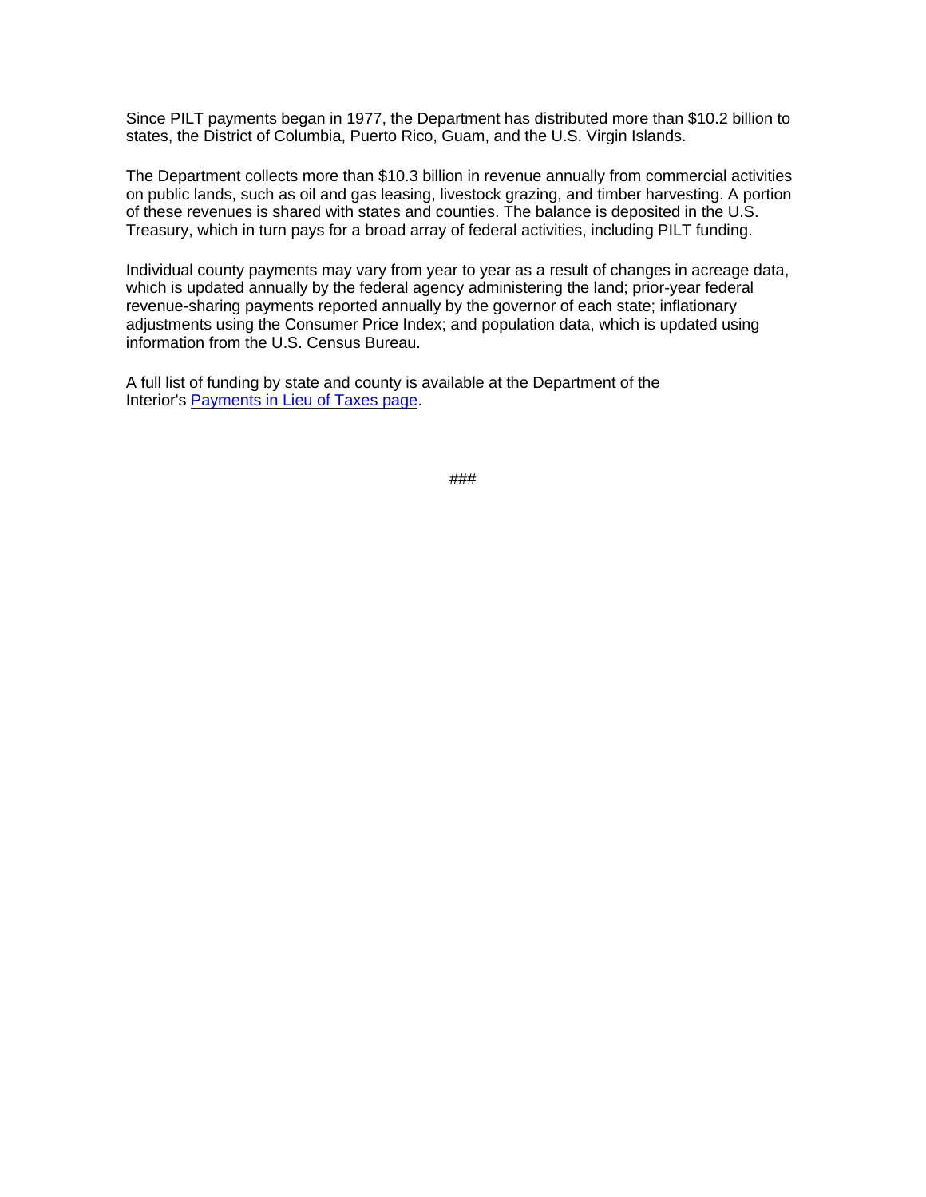Since PILT payments began in 1977, the Department has distributed more than $10.2 billion to states, the District of Columbia, Puerto Rico, Guam, and the U.S. Virgin Islands.

The Department collects more than $10.3 billion in revenue annually from commercial activities on public lands, such as oil and gas leasing, livestock grazing, and timber harvesting. A portion of these revenues is shared with states and counties. The balance is deposited in the U.S. Treasury, which in turn pays for a broad array of federal activities, including PILT funding.

Individual county payments may vary from year to year as a result of changes in acreage data, which is updated annually by the federal agency administering the land; prior-year federal revenue-sharing payments reported annually by the governor of each state; inflationary adjustments using the Consumer Price Index; and population data, which is updated using information from the U.S. Census Bureau.

A full list of funding by state and county is available at the Department of the Interior's Payments in Lieu of Taxes page.

###